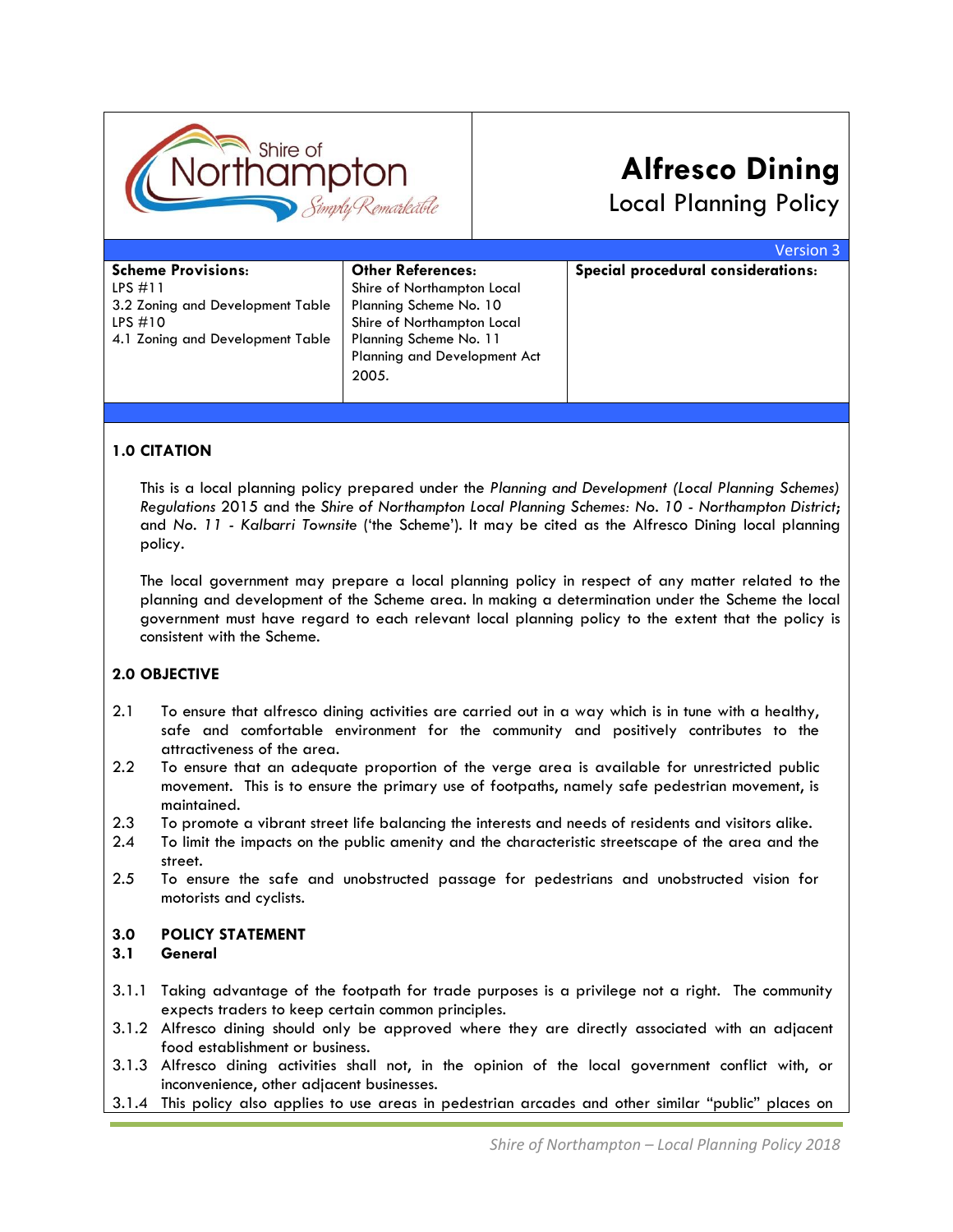Shire of Northampton *Simply Remarkable*

# Alfresco Dining
## Local Planning Policy

Version 3

| Scheme Provisions: | Other References: | Special procedural considerations: |
|---|---|---|
| LPS #11<br>3.2 Zoning and Development Table<br>LPS #10<br>4.1 Zoning and Development Table | Shire of Northampton Local Planning Scheme No. 10<br>Shire of Northampton Local Planning Scheme No. 11<br>Planning and Development Act 2005. | |

### 1.0 CITATION

This is a local planning policy prepared under the *Planning and Development (Local Planning Schemes) Regulations* 2015 and the *Shire of Northampton Local Planning Schemes: No. 10 - Northampton District*; and *No. 11 - Kalbarri Townsite* ('the Scheme'). It may be cited as the Alfresco Dining local planning policy.

The local government may prepare a local planning policy in respect of any matter related to the planning and development of the Scheme area. In making a determination under the Scheme the local government must have regard to each relevant local planning policy to the extent that the policy is consistent with the Scheme.

### 2.0 OBJECTIVE

2.1 To ensure that alfresco dining activities are carried out in a way which is in tune with a healthy, safe and comfortable environment for the community and positively contributes to the attractiveness of the area.

2.2 To ensure that an adequate proportion of the verge area is available for unrestricted public movement. This is to ensure the primary use of footpaths, namely safe pedestrian movement, is maintained.

2.3 To promote a vibrant street life balancing the interests and needs of residents and visitors alike.

2.4 To limit the impacts on the public amenity and the characteristic streetscape of the area and the street.

2.5 To ensure the safe and unobstructed passage for pedestrians and unobstructed vision for motorists and cyclists.

### 3.0 POLICY STATEMENT

#### 3.1 General

3.1.1 Taking advantage of the footpath for trade purposes is a privilege not a right. The community expects traders to keep certain common principles.

3.1.2 Alfresco dining should only be approved where they are directly associated with an adjacent food establishment or business.

3.1.3 Alfresco dining activities shall not, in the opinion of the local government conflict with, or inconvenience, other adjacent businesses.

3.1.4 This policy also applies to use areas in pedestrian arcades and other similar "public" places on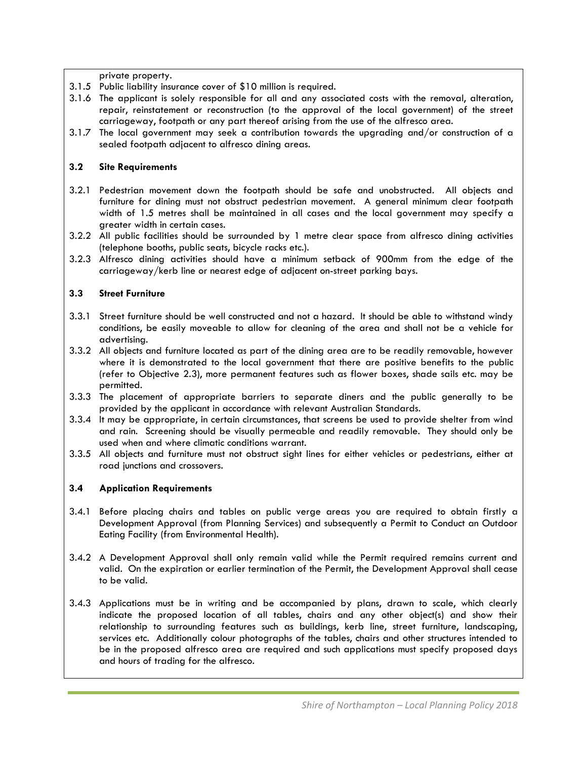private property.

3.1.5 Public liability insurance cover of $10 million is required.

3.1.6 The applicant is solely responsible for all and any associated costs with the removal, alteration, repair, reinstatement or reconstruction (to the approval of the local government) of the street carriageway, footpath or any part thereof arising from the use of the alfresco area.

3.1.7 The local government may seek a contribution towards the upgrading and/or construction of a sealed footpath adjacent to alfresco dining areas.

### 3.2 Site Requirements

3.2.1 Pedestrian movement down the footpath should be safe and unobstructed. All objects and furniture for dining must not obstruct pedestrian movement. A general minimum clear footpath width of 1.5 metres shall be maintained in all cases and the local government may specify a greater width in certain cases.

3.2.2 All public facilities should be surrounded by 1 metre clear space from alfresco dining activities (telephone booths, public seats, bicycle racks etc.).

3.2.3 Alfresco dining activities should have a minimum setback of 900mm from the edge of the carriageway/kerb line or nearest edge of adjacent on-street parking bays.

### 3.3 Street Furniture

3.3.1 Street furniture should be well constructed and not a hazard. It should be able to withstand windy conditions, be easily moveable to allow for cleaning of the area and shall not be a vehicle for advertising.

3.3.2 All objects and furniture located as part of the dining area are to be readily removable, however where it is demonstrated to the local government that there are positive benefits to the public (refer to Objective 2.3), more permanent features such as flower boxes, shade sails etc. may be permitted.

3.3.3 The placement of appropriate barriers to separate diners and the public generally to be provided by the applicant in accordance with relevant Australian Standards.

3.3.4 It may be appropriate, in certain circumstances, that screens be used to provide shelter from wind and rain. Screening should be visually permeable and readily removable. They should only be used when and where climatic conditions warrant.

3.3.5 All objects and furniture must not obstruct sight lines for either vehicles or pedestrians, either at road junctions and crossovers.

### 3.4 Application Requirements

3.4.1 Before placing chairs and tables on public verge areas you are required to obtain firstly a Development Approval (from Planning Services) and subsequently a Permit to Conduct an Outdoor Eating Facility (from Environmental Health).

3.4.2 A Development Approval shall only remain valid while the Permit required remains current and valid. On the expiration or earlier termination of the Permit, the Development Approval shall cease to be valid.

3.4.3 Applications must be in writing and be accompanied by plans, drawn to scale, which clearly indicate the proposed location of all tables, chairs and any other object(s) and show their relationship to surrounding features such as buildings, kerb line, street furniture, landscaping, services etc. Additionally colour photographs of the tables, chairs and other structures intended to be in the proposed alfresco area are required and such applications must specify proposed days and hours of trading for the alfresco.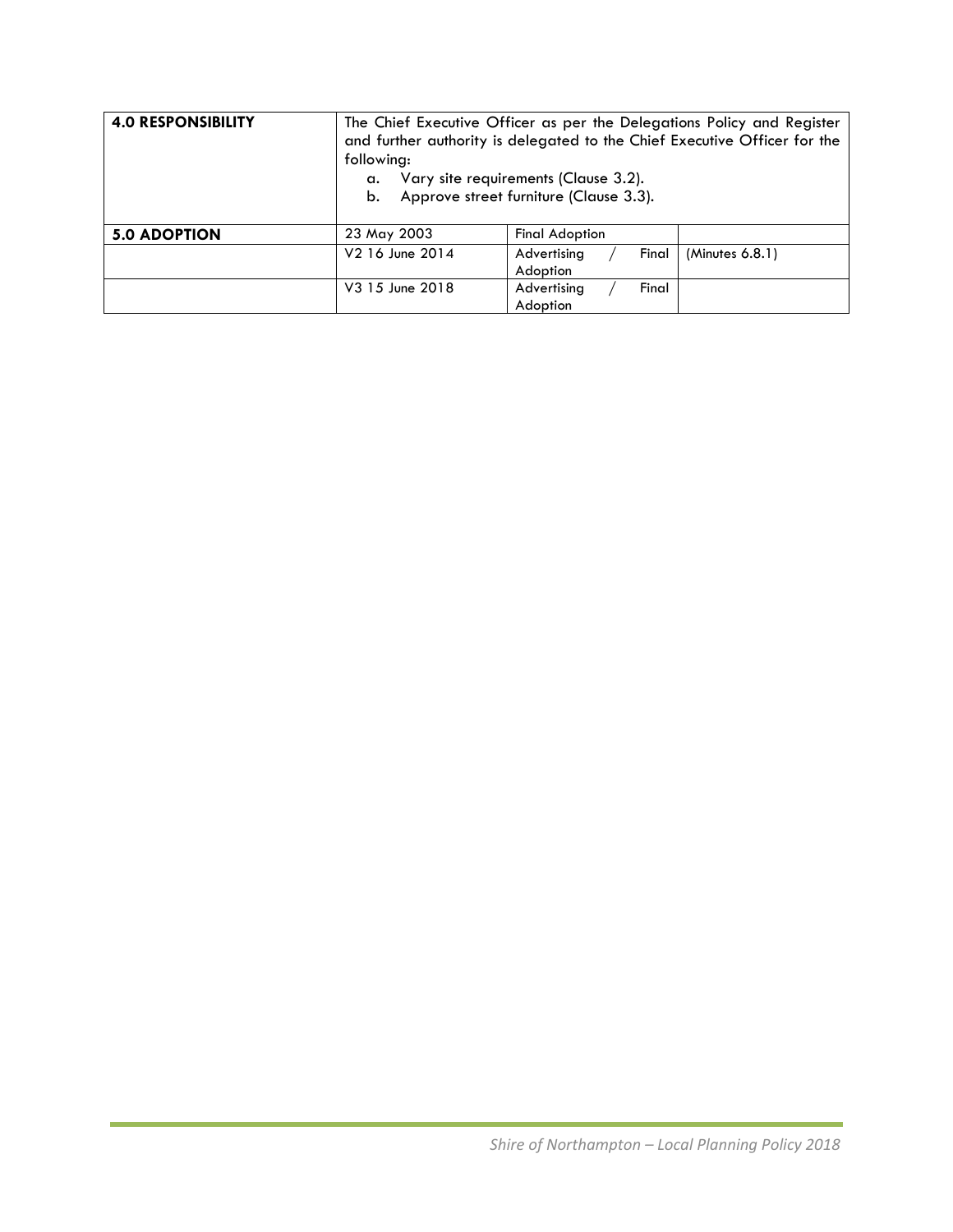| | | | |
|---|---|---|---|
| **4.0 RESPONSIBILITY** | The Chief Executive Officer as per the Delegations Policy and Register and further authority is delegated to the Chief Executive Officer for the following:<br>a. Vary site requirements (Clause 3.2).<br>b. Approve street furniture (Clause 3.3). | | |
| **5.0 ADOPTION** | 23 May 2003 | Final Adoption | |
| | V2 16 June 2014 | Advertising / Final Adoption | (Minutes 6.8.1) |
| | V3 15 June 2018 | Advertising / Final Adoption | |